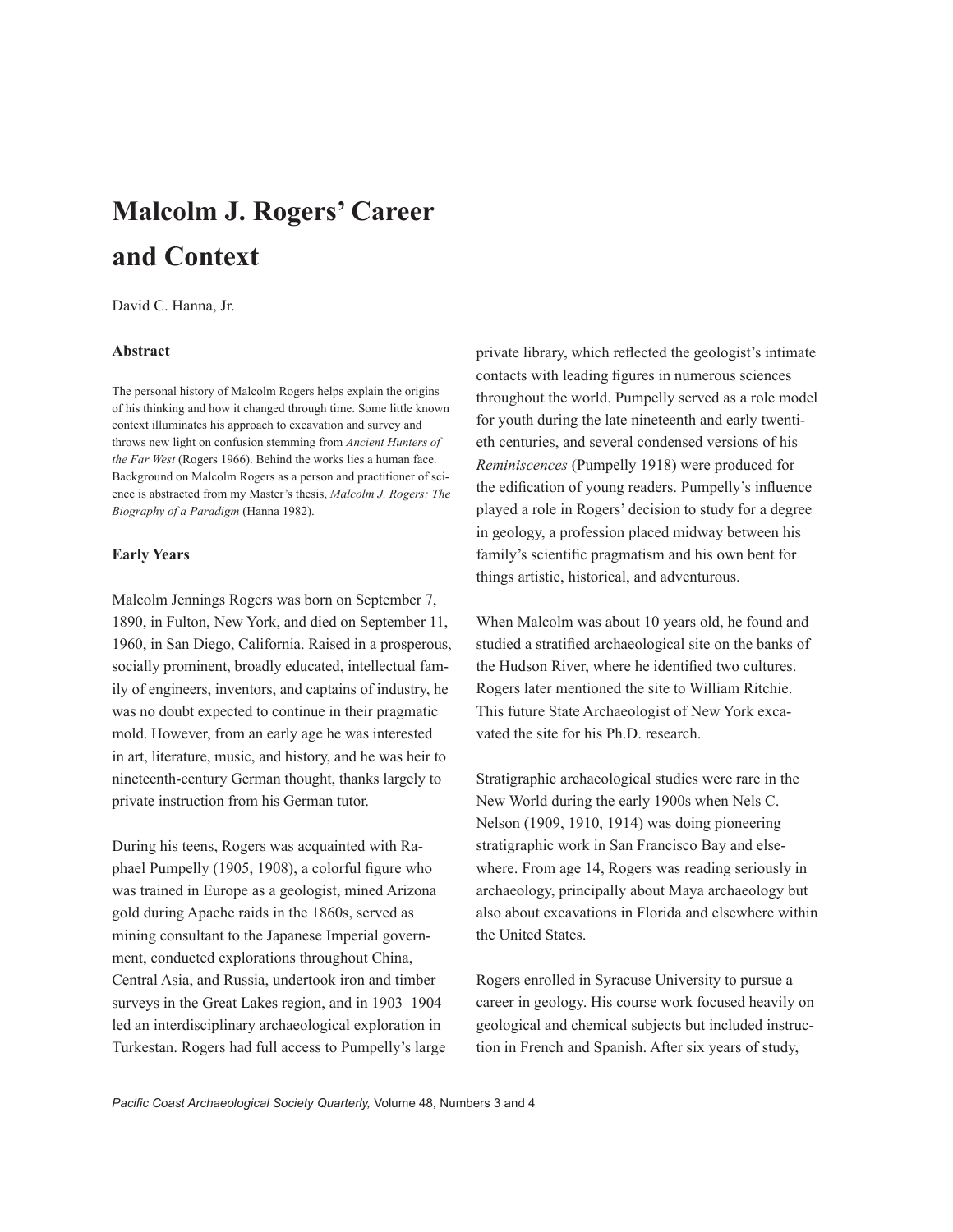# Malcolm J. Rogers' Career and Context

David C. Hanna, Jr.

### Abstract

The personal history of Malcolm Rogers helps explain the origins of his thinking and how it changed through time. Some little known context illuminates his approach to excavation and survey and throws new light on confusion stemming from *Ancient Hunters of the Far West* (Rogers 1966). Behind the works lies a human face. Background on Malcolm Rogers as a person and practitioner of science is abstracted from my Master's thesis, *Malcolm J. Rogers: The Biography of a Paradigm* (Hanna 1982).

### Early Years

Malcolm Jennings Rogers was born on September 7, 1890, in Fulton, New York, and died on September 11, 1960, in San Diego, California. Raised in a prosperous, socially prominent, broadly educated, intellectual family of engineers, inventors, and captains of industry, he was no doubt expected to continue in their pragmatic mold. However, from an early age he was interested in art, literature, music, and history, and he was heir to nineteenth-century German thought, thanks largely to private instruction from his German tutor.

During his teens, Rogers was acquainted with Raphael Pumpelly (1905, 1908), a colorful figure who was trained in Europe as a geologist, mined Arizona gold during Apache raids in the 1860s, served as mining consultant to the Japanese Imperial government, conducted explorations throughout China, Central Asia, and Russia, undertook iron and timber surveys in the Great Lakes region, and in 1903–1904 led an interdisciplinary archaeological exploration in Turkestan. Rogers had full access to Pumpelly's large private library, which reflected the geologist's intimate contacts with leading figures in numerous sciences throughout the world. Pumpelly served as a role model for youth during the late nineteenth and early twentieth centuries, and several condensed versions of his *Reminiscences* (Pumpelly 1918) were produced for the edification of young readers. Pumpelly's influence played a role in Rogers' decision to study for a degree in geology, a profession placed midway between his family's scientific pragmatism and his own bent for things artistic, historical, and adventurous.

When Malcolm was about 10 years old, he found and studied a stratified archaeological site on the banks of the Hudson River, where he identified two cultures. Rogers later mentioned the site to William Ritchie. This future State Archaeologist of New York excavated the site for his Ph.D. research.

Stratigraphic archaeological studies were rare in the New World during the early 1900s when Nels C. Nelson (1909, 1910, 1914) was doing pioneering stratigraphic work in San Francisco Bay and elsewhere. From age 14, Rogers was reading seriously in archaeology, principally about Maya archaeology but also about excavations in Florida and elsewhere within the United States.

Rogers enrolled in Syracuse University to pursue a career in geology. His course work focused heavily on geological and chemical subjects but included instruction in French and Spanish. After six years of study,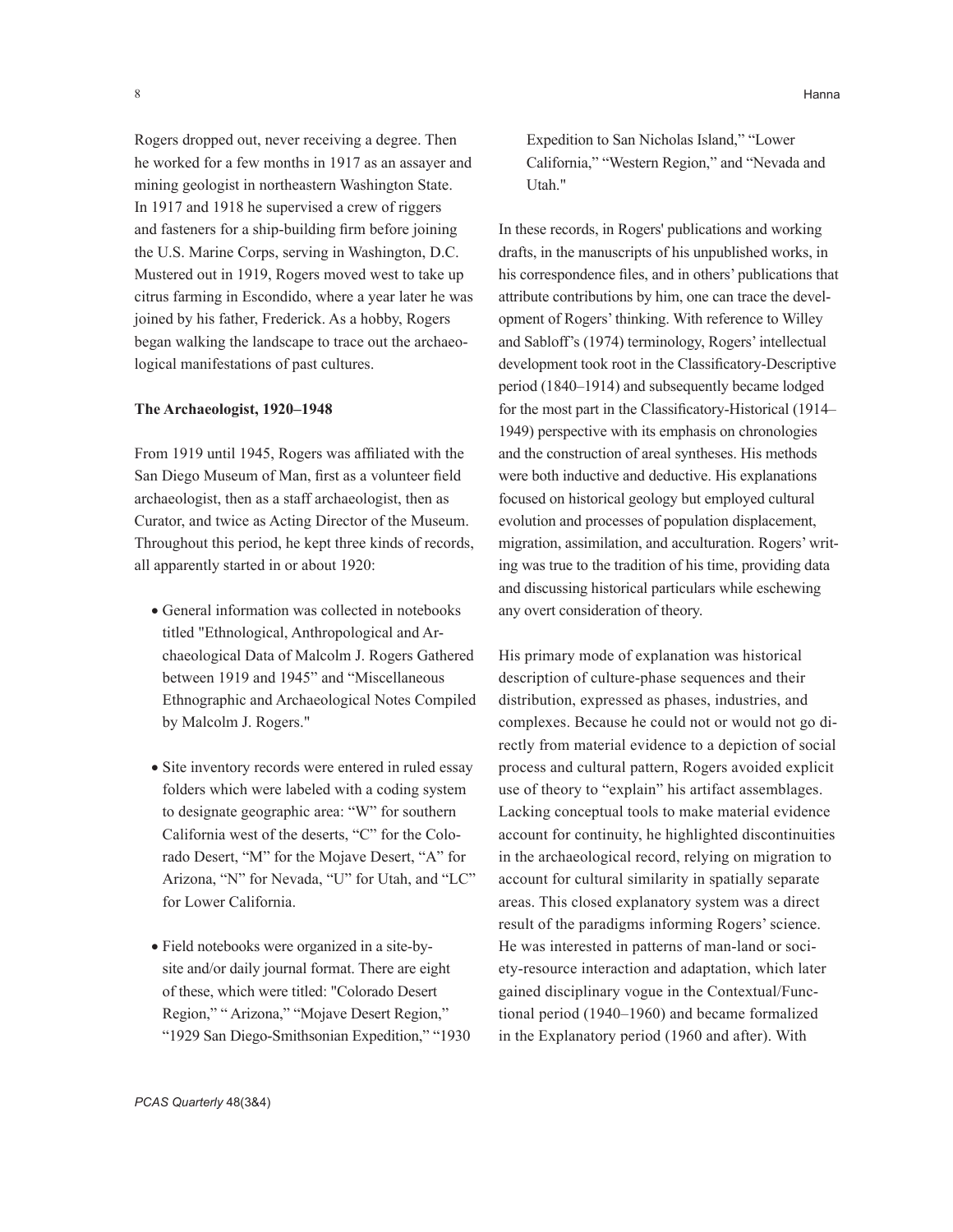Rogers dropped out, never receiving a degree. Then he worked for a few months in 1917 as an assayer and mining geologist in northeastern Washington State. In 1917 and 1918 he supervised a crew of riggers and fasteners for a ship-building firm before joining the U.S. Marine Corps, serving in Washington, D.C. Mustered out in 1919, Rogers moved west to take up citrus farming in Escondido, where a year later he was joined by his father, Frederick. As a hobby, Rogers began walking the landscape to trace out the archaeological manifestations of past cultures.

**The Archaeologist, 1920–1948**

From 1919 until 1945, Rogers was affiliated with the San Diego Museum of Man, first as a volunteer field archaeologist, then as a staff archaeologist, then as Curator, and twice as Acting Director of the Museum. Throughout this period, he kept three kinds of records, all apparently started in or about 1920:

- General information was collected in notebooks titled "Ethnological, Anthropological and Archaeological Data of Malcolm J. Rogers Gathered between 1919 and 1945" and "Miscellaneous Ethnographic and Archaeological Notes Compiled by Malcolm J. Rogers."
- Site inventory records were entered in ruled essay folders which were labeled with a coding system to designate geographic area: "W" for southern California west of the deserts, "C" for the Colorado Desert, "M" for the Mojave Desert, "A" for Arizona, "N" for Nevada, "U" for Utah, and "LC" for Lower California.
- Field notebooks were organized in a site-by-site and/or daily journal format. There are eight of these, which were titled: "Colorado Desert Region," " Arizona," "Mojave Desert Region," "1929 San Diego-Smithsonian Expedition," "1930 Expedition to San Nicholas Island," "Lower California," "Western Region," and "Nevada and Utah."

In these records, in Rogers' publications and working drafts, in the manuscripts of his unpublished works, in his correspondence files, and in others' publications that attribute contributions by him, one can trace the development of Rogers' thinking. With reference to Willey and Sabloff's (1974) terminology, Rogers' intellectual development took root in the Classificatory-Descriptive period (1840–1914) and subsequently became lodged for the most part in the Classificatory-Historical (1914–1949) perspective with its emphasis on chronologies and the construction of areal syntheses. His methods were both inductive and deductive. His explanations focused on historical geology but employed cultural evolution and processes of population displacement, migration, assimilation, and acculturation. Rogers' writing was true to the tradition of his time, providing data and discussing historical particulars while eschewing any overt consideration of theory.

His primary mode of explanation was historical description of culture-phase sequences and their distribution, expressed as phases, industries, and complexes. Because he could not or would not go directly from material evidence to a depiction of social process and cultural pattern, Rogers avoided explicit use of theory to "explain" his artifact assemblages. Lacking conceptual tools to make material evidence account for continuity, he highlighted discontinuities in the archaeological record, relying on migration to account for cultural similarity in spatially separate areas. This closed explanatory system was a direct result of the paradigms informing Rogers' science. He was interested in patterns of man-land or society-resource interaction and adaptation, which later gained disciplinary vogue in the Contextual/Functional period (1940–1960) and became formalized in the Explanatory period (1960 and after). With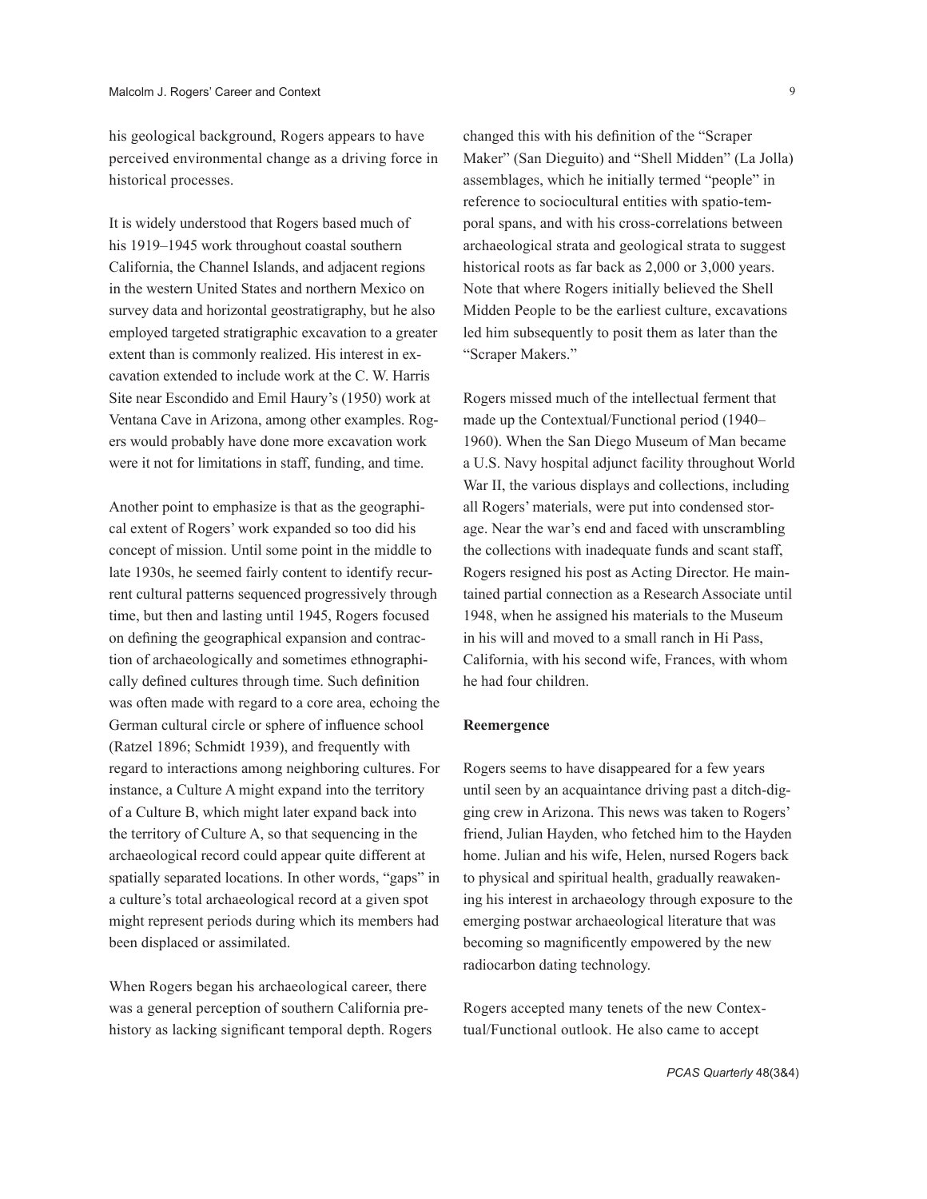his geological background, Rogers appears to have perceived environmental change as a driving force in historical processes.

It is widely understood that Rogers based much of his 1919–1945 work throughout coastal southern California, the Channel Islands, and adjacent regions in the western United States and northern Mexico on survey data and horizontal geostratigraphy, but he also employed targeted stratigraphic excavation to a greater extent than is commonly realized. His interest in excavation extended to include work at the C. W. Harris Site near Escondido and Emil Haury's (1950) work at Ventana Cave in Arizona, among other examples. Rogers would probably have done more excavation work were it not for limitations in staff, funding, and time.

Another point to emphasize is that as the geographical extent of Rogers' work expanded so too did his concept of mission. Until some point in the middle to late 1930s, he seemed fairly content to identify recurrent cultural patterns sequenced progressively through time, but then and lasting until 1945, Rogers focused on defining the geographical expansion and contraction of archaeologically and sometimes ethnographically defined cultures through time. Such definition was often made with regard to a core area, echoing the German cultural circle or sphere of influence school (Ratzel 1896; Schmidt 1939), and frequently with regard to interactions among neighboring cultures. For instance, a Culture A might expand into the territory of a Culture B, which might later expand back into the territory of Culture A, so that sequencing in the archaeological record could appear quite different at spatially separated locations. In other words, "gaps" in a culture's total archaeological record at a given spot might represent periods during which its members had been displaced or assimilated.

When Rogers began his archaeological career, there was a general perception of southern California prehistory as lacking significant temporal depth. Rogers changed this with his definition of the "Scraper Maker" (San Dieguito) and "Shell Midden" (La Jolla) assemblages, which he initially termed "people" in reference to sociocultural entities with spatio-temporal spans, and with his cross-correlations between archaeological strata and geological strata to suggest historical roots as far back as 2,000 or 3,000 years. Note that where Rogers initially believed the Shell Midden People to be the earliest culture, excavations led him subsequently to posit them as later than the "Scraper Makers."

Rogers missed much of the intellectual ferment that made up the Contextual/Functional period (1940–1960). When the San Diego Museum of Man became a U.S. Navy hospital adjunct facility throughout World War II, the various displays and collections, including all Rogers' materials, were put into condensed storage. Near the war's end and faced with unscrambling the collections with inadequate funds and scant staff, Rogers resigned his post as Acting Director. He maintained partial connection as a Research Associate until 1948, when he assigned his materials to the Museum in his will and moved to a small ranch in Hi Pass, California, with his second wife, Frances, with whom he had four children.

**Reemergence**

Rogers seems to have disappeared for a few years until seen by an acquaintance driving past a ditch-digging crew in Arizona. This news was taken to Rogers' friend, Julian Hayden, who fetched him to the Hayden home. Julian and his wife, Helen, nursed Rogers back to physical and spiritual health, gradually reawakening his interest in archaeology through exposure to the emerging postwar archaeological literature that was becoming so magnificently empowered by the new radiocarbon dating technology.

Rogers accepted many tenets of the new Contextual/Functional outlook. He also came to accept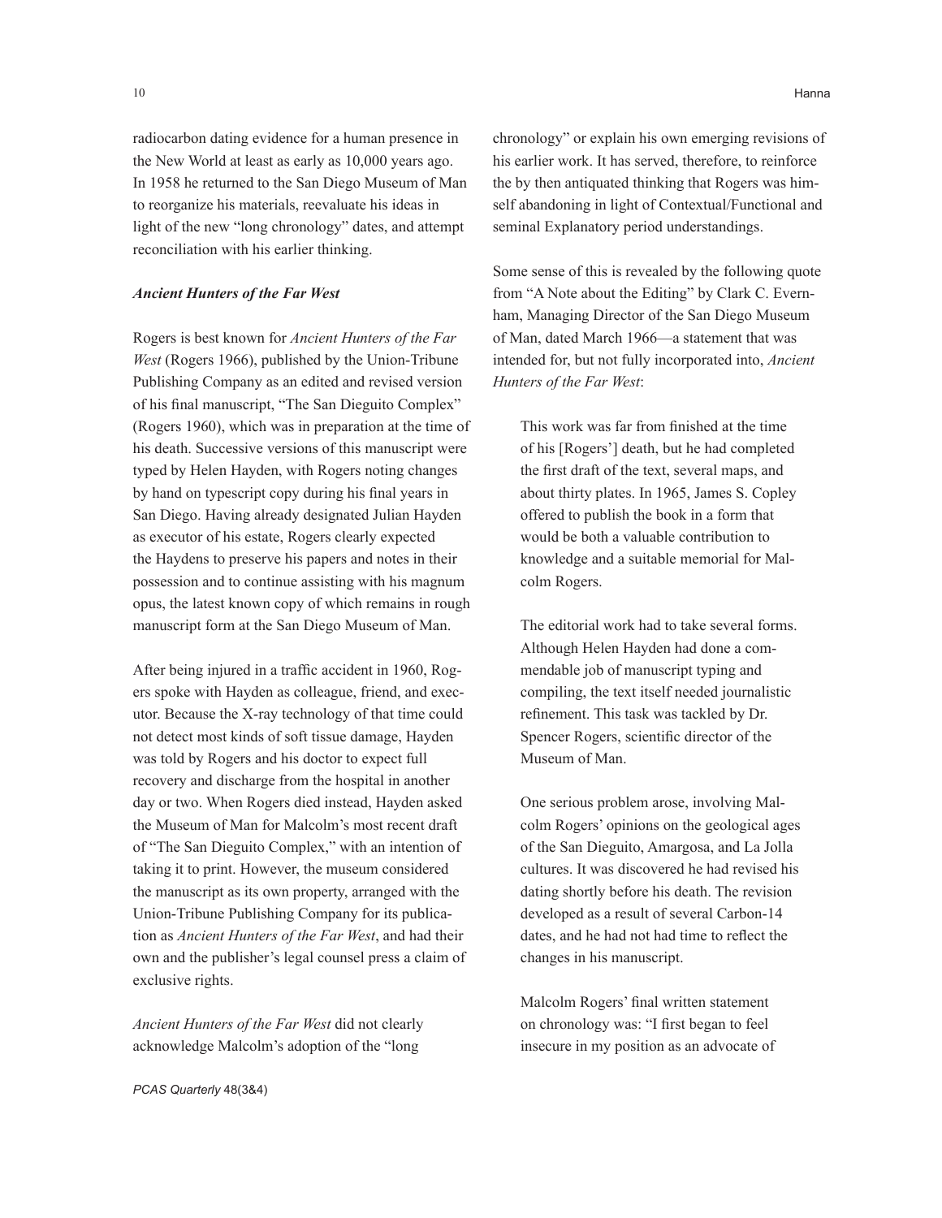radiocarbon dating evidence for a human presence in the New World at least as early as 10,000 years ago. In 1958 he returned to the San Diego Museum of Man to reorganize his materials, reevaluate his ideas in light of the new "long chronology" dates, and attempt reconciliation with his earlier thinking.

### *Ancient Hunters of the Far West*

Rogers is best known for *Ancient Hunters of the Far West* (Rogers 1966), published by the Union-Tribune Publishing Company as an edited and revised version of his final manuscript, "The San Dieguito Complex" (Rogers 1960), which was in preparation at the time of his death. Successive versions of this manuscript were typed by Helen Hayden, with Rogers noting changes by hand on typescript copy during his final years in San Diego. Having already designated Julian Hayden as executor of his estate, Rogers clearly expected the Haydens to preserve his papers and notes in their possession and to continue assisting with his magnum opus, the latest known copy of which remains in rough manuscript form at the San Diego Museum of Man.

After being injured in a traffic accident in 1960, Rogers spoke with Hayden as colleague, friend, and executor. Because the X-ray technology of that time could not detect most kinds of soft tissue damage, Hayden was told by Rogers and his doctor to expect full recovery and discharge from the hospital in another day or two. When Rogers died instead, Hayden asked the Museum of Man for Malcolm's most recent draft of "The San Dieguito Complex," with an intention of taking it to print. However, the museum considered the manuscript as its own property, arranged with the Union-Tribune Publishing Company for its publication as *Ancient Hunters of the Far West*, and had their own and the publisher's legal counsel press a claim of exclusive rights.

*Ancient Hunters of the Far West* did not clearly acknowledge Malcolm's adoption of the "long chronology" or explain his own emerging revisions of his earlier work. It has served, therefore, to reinforce the by then antiquated thinking that Rogers was himself abandoning in light of Contextual/Functional and seminal Explanatory period understandings.

Some sense of this is revealed by the following quote from "A Note about the Editing" by Clark C. Evernham, Managing Director of the San Diego Museum of Man, dated March 1966—a statement that was intended for, but not fully incorporated into, *Ancient Hunters of the Far West*:

> This work was far from finished at the time of his [Rogers'] death, but he had completed the first draft of the text, several maps, and about thirty plates. In 1965, James S. Copley offered to publish the book in a form that would be both a valuable contribution to knowledge and a suitable memorial for Malcolm Rogers.
>
> The editorial work had to take several forms. Although Helen Hayden had done a commendable job of manuscript typing and compiling, the text itself needed journalistic refinement. This task was tackled by Dr. Spencer Rogers, scientific director of the Museum of Man.
>
> One serious problem arose, involving Malcolm Rogers' opinions on the geological ages of the San Dieguito, Amargosa, and La Jolla cultures. It was discovered he had revised his dating shortly before his death. The revision developed as a result of several Carbon-14 dates, and he had not had time to reflect the changes in his manuscript.
>
> Malcolm Rogers' final written statement on chronology was: "I first began to feel insecure in my position as an advocate of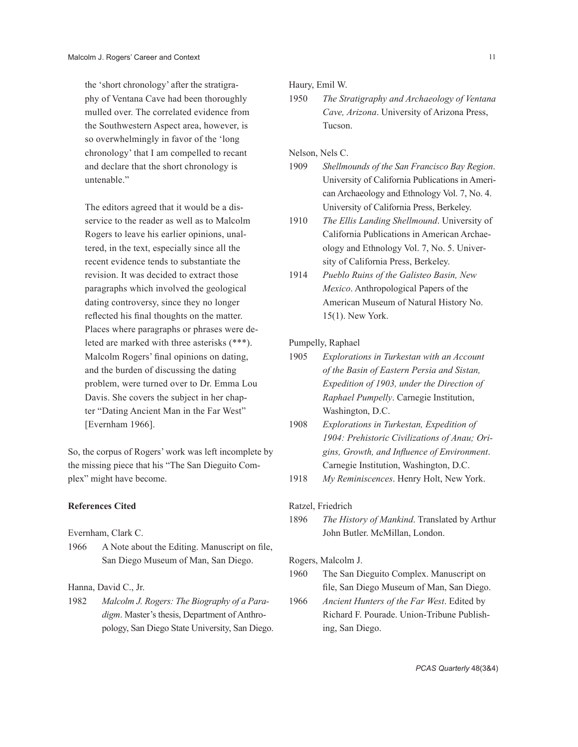> the 'short chronology' after the stratigraphy of Ventana Cave had been thoroughly mulled over. The correlated evidence from the Southwestern Aspect area, however, is so overwhelmingly in favor of the 'long chronology' that I am compelled to recant and declare that the short chronology is untenable."
>
> The editors agreed that it would be a disservice to the reader as well as to Malcolm Rogers to leave his earlier opinions, unaltered, in the text, especially since all the recent evidence tends to substantiate the revision. It was decided to extract those paragraphs which involved the geological dating controversy, since they no longer reflected his final thoughts on the matter. Places where paragraphs or phrases were deleted are marked with three asterisks (***). Malcolm Rogers' final opinions on dating, and the burden of discussing the dating problem, were turned over to Dr. Emma Lou Davis. She covers the subject in her chapter "Dating Ancient Man in the Far West" [Evernham 1966].

So, the corpus of Rogers' work was left incomplete by the missing piece that his "The San Dieguito Complex" might have become.

**References Cited**

Evernham, Clark C.

1966 A Note about the Editing. Manuscript on file, San Diego Museum of Man, San Diego.

Hanna, David C., Jr.

1982 *Malcolm J. Rogers: The Biography of a Paradigm*. Master's thesis, Department of Anthropology, San Diego State University, San Diego.

Haury, Emil W.

1950 *The Stratigraphy and Archaeology of Ventana Cave, Arizona*. University of Arizona Press, Tucson.

Nelson, Nels C.

1909 *Shellmounds of the San Francisco Bay Region*. University of California Publications in American Archaeology and Ethnology Vol. 7, No. 4. University of California Press, Berkeley.

1910 *The Ellis Landing Shellmound*. University of California Publications in American Archaeology and Ethnology Vol. 7, No. 5. University of California Press, Berkeley.

1914 *Pueblo Ruins of the Galisteo Basin, New Mexico*. Anthropological Papers of the American Museum of Natural History No. 15(1). New York.

Pumpelly, Raphael

1905 *Explorations in Turkestan with an Account of the Basin of Eastern Persia and Sistan, Expedition of 1903, under the Direction of Raphael Pumpelly*. Carnegie Institution, Washington, D.C.

1908 *Explorations in Turkestan, Expedition of 1904: Prehistoric Civilizations of Anau; Origins, Growth, and Influence of Environment*. Carnegie Institution, Washington, D.C.

1918 *My Reminiscences*. Henry Holt, New York.

Ratzel, Friedrich

1896 *The History of Mankind*. Translated by Arthur John Butler. McMillan, London.

Rogers, Malcolm J.

1960 The San Dieguito Complex. Manuscript on file, San Diego Museum of Man, San Diego.

1966 *Ancient Hunters of the Far West*. Edited by Richard F. Pourade. Union-Tribune Publishing, San Diego.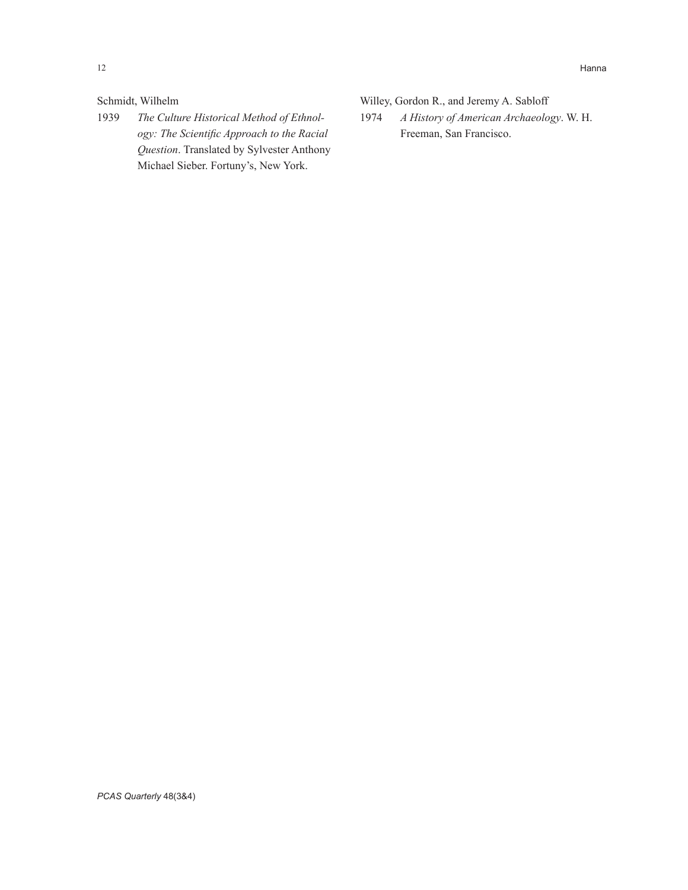Schmidt, Wilhelm

1939 *The Culture Historical Method of Ethnology: The Scientific Approach to the Racial Question*. Translated by Sylvester Anthony Michael Sieber. Fortuny's, New York.

Willey, Gordon R., and Jeremy A. Sabloff

1974 *A History of American Archaeology*. W. H. Freeman, San Francisco.